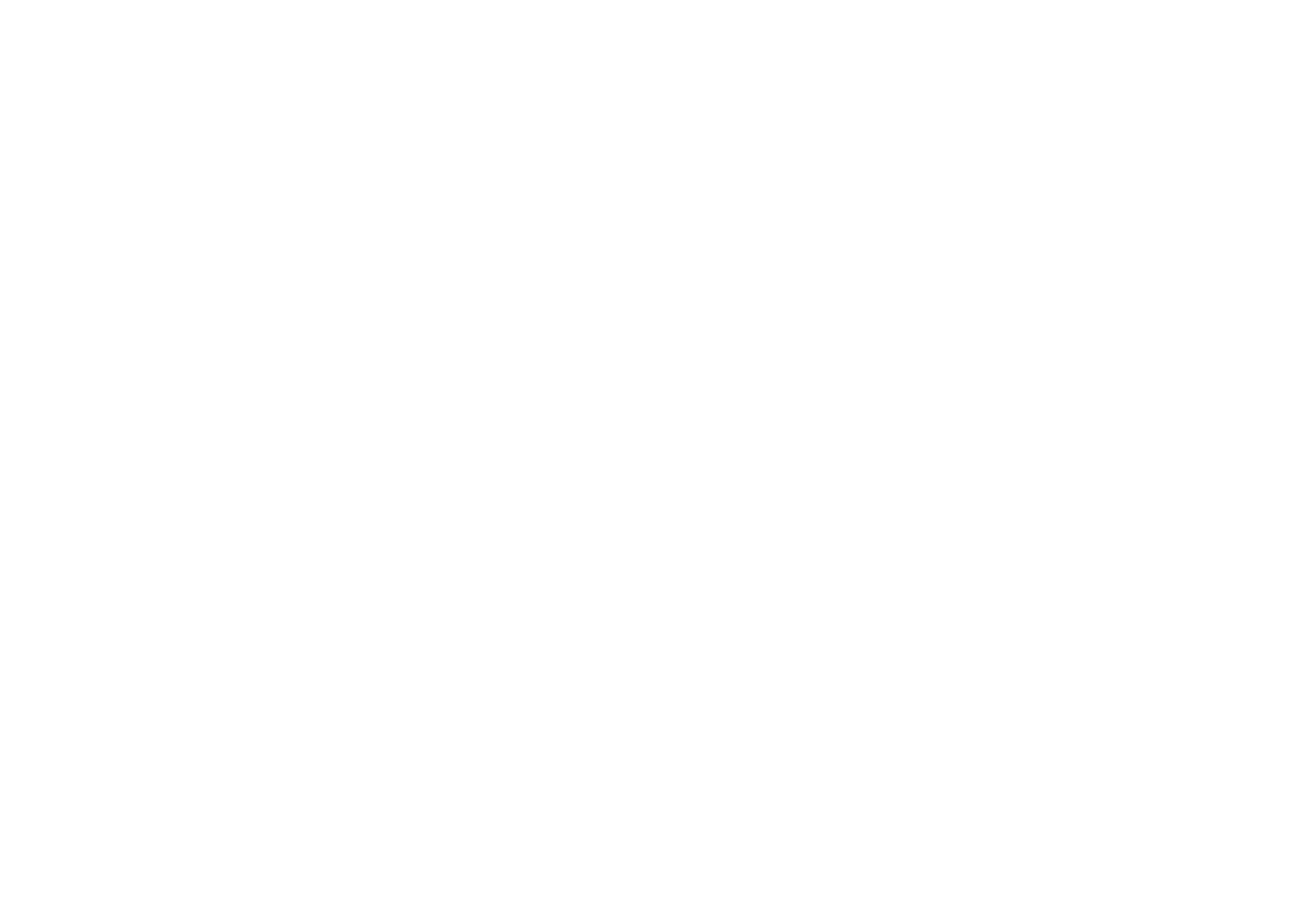## Technical Specifications

### Alarm and Event Management

- .Triple-window video motion detection
- .Tampering detection
- $\cdot$  One D/I and one D/O for external sensor and alarm
- .IR illuminators up to 15 meters
- .Event notification using HTTP, SMTP, or FTP .Local recording of MP4 file

### Local Storage

.SD card slot.Stores snapshots and video clips

# **Security**

 $.12V$  DC .24V AC .Consumption: Max. 7.5 W Max. 10 W (with heater) .802.3af compliant Power over Ethernet

### **Housing**

- .Multi-level user access with password protection .IP address filtering
- .HTTPS encrypted data transmission

## Users

.Camera live viewing for up to 10 clients

## Dimension

 $.170$  mm (D) x 133 mm (H)

## Weight

 $\cdot$  Net: 1700 g

## LED Indicator

.System restore status indicator

## Power

.Metal base and polycarbonate transparent cover .Vandal-proof: 1000 kg .IP66-rated housing for weather-proof

## Approvals

.CE, LVD, FCC, VCCI, C-Tick

### Operating Environments

 $\cdot$  Temperature: -20 ~ 60 °C (-4 ~ 140 °F)  $\cdot$  Humidity: 20 % ~ 95% RH

### Viewing System Requirements

- .OS: Microsoft Windows 2000/XP/Vista
- .Browser: Internet Explorer 6.x or above
- .Cellphone: 3GPP player .Real Player 10.5 or above
- .Quick Time 6.5 or above

### Installation, Management, and Maintenance

- .3-axis mechanism for flexible ceiling and wall mount installation .Drop-ceiling mount installation
- .Installation Wizard 2
- .16-CH recording software
- .Supports firmware upgrade

### Applications

.SDK available for application development and system integration

## **Warranty**

 $\cdot$  24 months

| System                                                                                                                                                                                                                                                                                                                                               |
|------------------------------------------------------------------------------------------------------------------------------------------------------------------------------------------------------------------------------------------------------------------------------------------------------------------------------------------------------|
| ⋅ CPU: Bach SoC<br>· Flash: 8 MB<br>$\cdot$ RAM: 96 MB<br>⋅ Embedded OS: Linux 2.6                                                                                                                                                                                                                                                                   |
| Lens                                                                                                                                                                                                                                                                                                                                                 |
| $\cdot$ Board lens, vari-focal, f = 3.3 $\sim$ 12 mm, F1.4 (wide),<br>F2.9 (tele), auto-iris, focus range: 50 cm to infinity<br>· Removable IR-cut filter for day & night function                                                                                                                                                                   |
| Angle of view                                                                                                                                                                                                                                                                                                                                        |
| $\cdot$ 23° ~ 85.2° (horizontal)<br>$\cdot$ 4.8° ~ 51.6° (vertical)                                                                                                                                                                                                                                                                                  |
| <b>Shutter Time</b>                                                                                                                                                                                                                                                                                                                                  |
| $\cdot$ 1/30 sec. to 1/15000 sec.                                                                                                                                                                                                                                                                                                                    |
| Image Sensor                                                                                                                                                                                                                                                                                                                                         |
| ⋅ 1/3.3" Wide Dynamic Range CMOS sensor                                                                                                                                                                                                                                                                                                              |
| <b>Minimum Illumination</b>                                                                                                                                                                                                                                                                                                                          |
| $0.68$ Lux / F1.4                                                                                                                                                                                                                                                                                                                                    |
| Video                                                                                                                                                                                                                                                                                                                                                |
| · Compression: MJPEG & MPEG-4<br>· Streaming:<br>Simultaneous dual-stream<br>MPEG-4 streaming over UDP, TCP, HTTP or HTTPS<br>MPEG-4 multicast streaming<br>MJPEG streaming over HTTP or HTTPS<br>· Supports 3GPP mobile surveillance<br>· Frame rates:<br>MPEG-4: 720x480 up to 25 fps<br>360x240 up to 30/25 fps<br>MJPEG: 720x480 up to 30/25 fps |
| Image settings                                                                                                                                                                                                                                                                                                                                       |
| · Adjustable image size, quality, and bit rate<br>· Time stamp and text caption overlay<br>$\cdot$ Flip & mirror<br>· Configurable brightness, contrast, saturation, sharpness,<br>white balance, and exposure<br>· AGC, AWB, AEC<br>· Automatic, manual or scheduled day/night mode<br>· Supports privacy masks                                     |
| Audio                                                                                                                                                                                                                                                                                                                                                |
| · Compression:<br>GSM-AMR speech encoding, bit rate: 4.75 kbps to 12.2 kbps<br>MPEG-4 AAC audio encoding, bit rate: 16 kbps to 128 kbps<br>$\cdot$ Interface:<br>External microphone input<br>Audio output<br>· Supports two-way audio by SIP protocol<br>· Supports audio mute                                                                      |
| <b>Networking</b>                                                                                                                                                                                                                                                                                                                                    |
| · 10/100 Mbps Ethernet, RJ-45<br>· Protocols: IPv4, TCP/IP, HTTP, HTTPS, UPnP, RTSP/RTP/RTCP,                                                                                                                                                                                                                                                        |

IGMP, SMTP, FTP, DHCP, NTP, DNS, DDNS, and PPPoE

VIVOTEK FD7141 is a professional-grade vandal- and weather-proof fixed dome network camera integrating all the features required for outdoor surveillance into a discreet, compact package. FD7141's IP66 rating ensures protection from water and dust and its vandal-proof design provides additional protection in high risk environments. With built-in heater and fan, FD7141 can operate in an extended temperature range required in many of today's installations.

Boasting a Wide Dynamic Range CMOS sensor, FD7141 can cope with challenging lighting conditions and provide image quality superior to other products in its class. FD7141 delivers true day and night functionality with a removable IR-cut filter and built-in IR illuminators. The 3-axis rotation design makes the installation of FD7141 suitable for both wall and ceiling mount options.

FD7141 supports tampering detection, which will detect video loss from events such as blocking or spray-painting. FD7141 also incorporates advanced features including simultaneous dual streams, 802.3af compliant PoE, two-way audio by SIP protocol, built-in SD card slot, drop-ceiling mount, and HTTPS encrypted data transmission for a robust outdoor security solution.





### All specifications are subject to change without notice. All other trademarks are owned by their respective companies.



## Outdoor • WDR • Tampering Detection